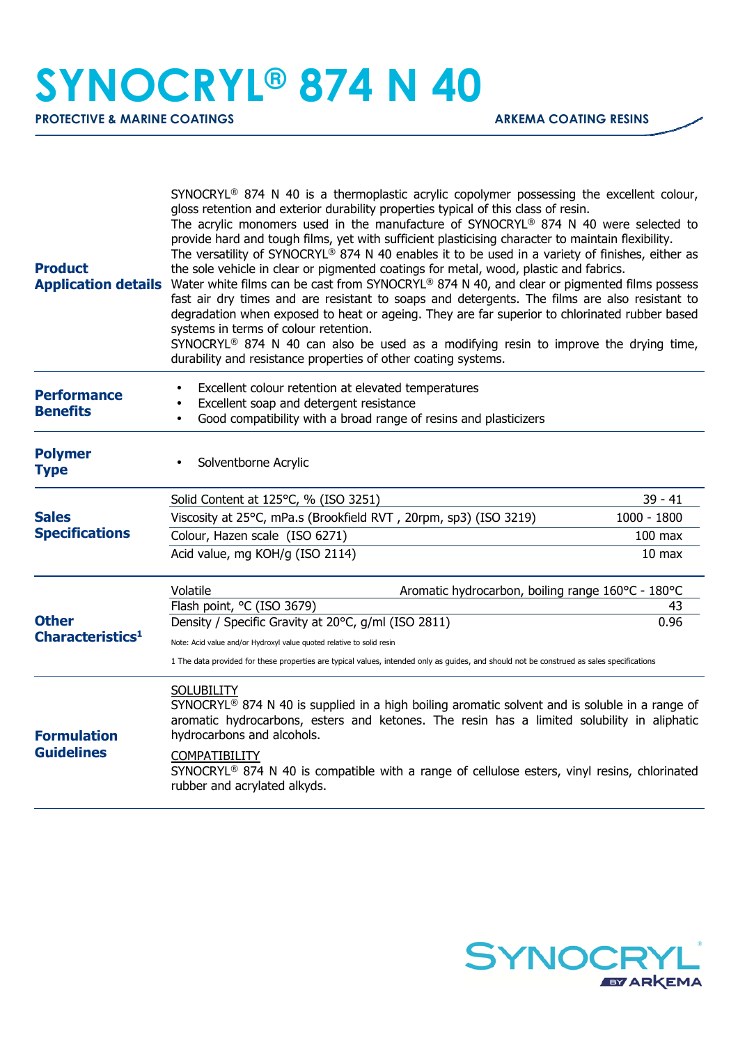# SYNOCRYL® 874 N 40

**PROTECTIVE & MARINE COATINGS** | **ARKEMA COATING RESINS**

## Product Application details

SYNOCRYL® 874 N 40 is a thermoplastic acrylic copolymer possessing the excellent colour, gloss retention and exterior durability properties typical of this class of resin.
The acrylic monomers used in the manufacture of SYNOCRYL® 874 N 40 were selected to provide hard and tough films, yet with sufficient plasticising character to maintain flexibility.
The versatility of SYNOCRYL® 874 N 40 enables it to be used in a variety of finishes, either as the sole vehicle in clear or pigmented coatings for metal, wood, plastic and fabrics.
Water white films can be cast from SYNOCRYL® 874 N 40, and clear or pigmented films possess fast air dry times and are resistant to soaps and detergents. The films are also resistant to degradation when exposed to heat or ageing. They are far superior to chlorinated rubber based systems in terms of colour retention.
SYNOCRYL® 874 N 40 can also be used as a modifying resin to improve the drying time, durability and resistance properties of other coating systems.

## Performance Benefits

- Excellent colour retention at elevated temperatures
- Excellent soap and detergent resistance
- Good compatibility with a broad range of resins and plasticizers

## Polymer Type

- Solventborne Acrylic

## Sales Specifications

| Property | Value |
|---|---|
| Solid Content at 125°C, % (ISO 3251) | 39 - 41 |
| Viscosity at 25°C, mPa.s (Brookfield RVT , 20rpm, sp3) (ISO 3219) | 1000 - 1800 |
| Colour, Hazen scale (ISO 6271) | 100 max |
| Acid value, mg KOH/g (ISO 2114) | 10 max |

## Other Characteristics[1]

| Property | Value |
|---|---|
| Volatile | Aromatic hydrocarbon, boiling range 160°C - 180°C |
| Flash point, °C (ISO 3679) | 43 |
| Density / Specific Gravity at 20°C, g/ml (ISO 2811) | 0.96 |

Note: Acid value and/or Hydroxyl value quoted relative to solid resin

1 The data provided for these properties are typical values, intended only as guides, and should not be construed as sales specifications

## Formulation Guidelines

SOLUBILITY
SYNOCRYL® 874 N 40 is supplied in a high boiling aromatic solvent and is soluble in a range of aromatic hydrocarbons, esters and ketones. The resin has a limited solubility in aliphatic hydrocarbons and alcohols.

COMPATIBILITY
SYNOCRYL® 874 N 40 is compatible with a range of cellulose esters, vinyl resins, chlorinated rubber and acrylated alkyds.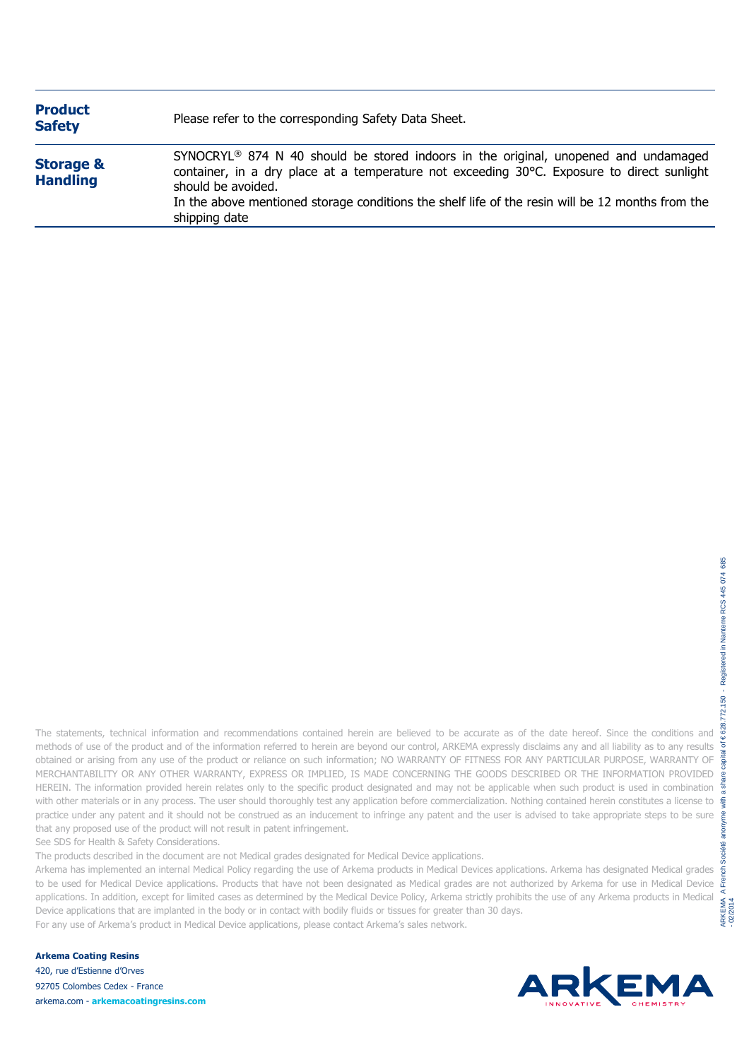| | |
|---|---|
| **Product Safety** | Please refer to the corresponding Safety Data Sheet. |
| **Storage & Handling** | SYNOCRYL® 874 N 40 should be stored indoors in the original, unopened and undamaged container, in a dry place at a temperature not exceeding 30°C. Exposure to direct sunlight should be avoided.<br>In the above mentioned storage conditions the shelf life of the resin will be 12 months from the shipping date |

The statements, technical information and recommendations contained herein are believed to be accurate as of the date hereof. Since the conditions and methods of use of the product and of the information referred to herein are beyond our control, ARKEMA expressly disclaims any and all liability as to any results obtained or arising from any use of the product or reliance on such information; NO WARRANTY OF FITNESS FOR ANY PARTICULAR PURPOSE, WARRANTY OF MERCHANTABILITY OR ANY OTHER WARRANTY, EXPRESS OR IMPLIED, IS MADE CONCERNING THE GOODS DESCRIBED OR THE INFORMATION PROVIDED HEREIN. The information provided herein relates only to the specific product designated and may not be applicable when such product is used in combination with other materials or in any process. The user should thoroughly test any application before commercialization. Nothing contained herein constitutes a license to practice under any patent and it should not be construed as an inducement to infringe any patent and the user is advised to take appropriate steps to be sure that any proposed use of the product will not result in patent infringement.
See SDS for Health & Safety Considerations.

The products described in the document are not Medical grades designated for Medical Device applications.

Arkema has implemented an internal Medical Policy regarding the use of Arkema products in Medical Devices applications. Arkema has designated Medical grades to be used for Medical Device applications. Products that have not been designated as Medical grades are not authorized by Arkema for use in Medical Device applications. In addition, except for limited cases as determined by the Medical Device Policy, Arkema strictly prohibits the use of any Arkema products in Medical Device applications that are implanted in the body or in contact with bodily fluids or tissues for greater than 30 days.

For any use of Arkema's product in Medical Device applications, please contact Arkema's sales network.

ARKEMA A French Société anonyme with a share capital of € 628 772 150 - Registered in Nanterre RCS 445 074 685 - 02/2014

**Arkema Coating Resins**
420, rue d'Estienne d'Orves
92705 Colombes Cedex - France
arkema.com - **arkemacoatingresins.com**

ARKEMA INNOVATIVE CHEMISTRY